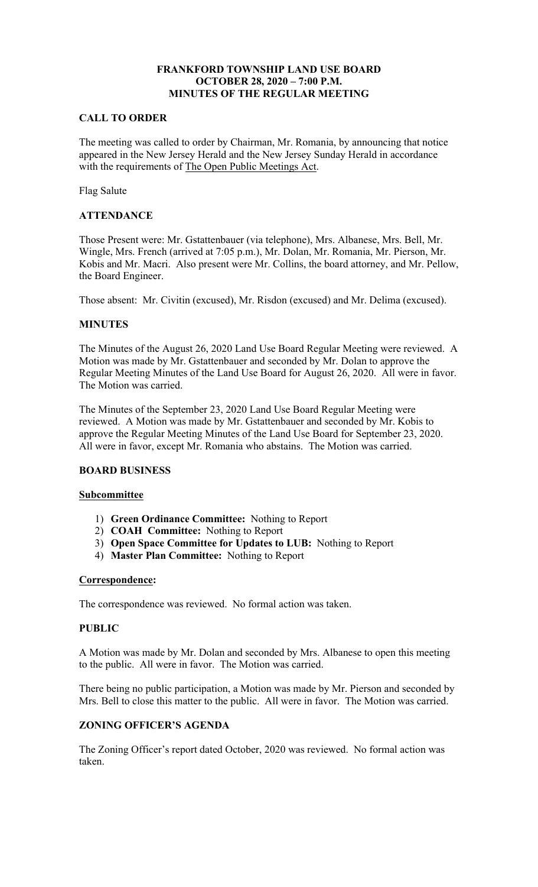# FRANKFORD TOWNSHIP LAND USE BOARD
## OCTOBER 28, 2020 – 7:00 P.M.
## MINUTES OF THE REGULAR MEETING

## CALL TO ORDER

The meeting was called to order by Chairman, Mr. Romania, by announcing that notice appeared in the New Jersey Herald and the New Jersey Sunday Herald in accordance with the requirements of The Open Public Meetings Act.

Flag Salute

## ATTENDANCE

Those Present were: Mr. Gstattenbauer (via telephone), Mrs. Albanese, Mrs. Bell, Mr. Wingle, Mrs. French (arrived at 7:05 p.m.), Mr. Dolan, Mr. Romania, Mr. Pierson, Mr. Kobis and Mr. Macri. Also present were Mr. Collins, the board attorney, and Mr. Pellow, the Board Engineer.

Those absent: Mr. Civitin (excused), Mr. Risdon (excused) and Mr. Delima (excused).

## MINUTES

The Minutes of the August 26, 2020 Land Use Board Regular Meeting were reviewed. A Motion was made by Mr. Gstattenbauer and seconded by Mr. Dolan to approve the Regular Meeting Minutes of the Land Use Board for August 26, 2020. All were in favor. The Motion was carried.

The Minutes of the September 23, 2020 Land Use Board Regular Meeting were reviewed. A Motion was made by Mr. Gstattenbauer and seconded by Mr. Kobis to approve the Regular Meeting Minutes of the Land Use Board for September 23, 2020. All were in favor, except Mr. Romania who abstains. The Motion was carried.

## BOARD BUSINESS

### Subcommittee

1) **Green Ordinance Committee:** Nothing to Report
2) **COAH Committee:** Nothing to Report
3) **Open Space Committee for Updates to LUB:** Nothing to Report
4) **Master Plan Committee:** Nothing to Report

### Correspondence:

The correspondence was reviewed. No formal action was taken.

## PUBLIC

A Motion was made by Mr. Dolan and seconded by Mrs. Albanese to open this meeting to the public. All were in favor. The Motion was carried.

There being no public participation, a Motion was made by Mr. Pierson and seconded by Mrs. Bell to close this matter to the public. All were in favor. The Motion was carried.

## ZONING OFFICER'S AGENDA

The Zoning Officer's report dated October, 2020 was reviewed. No formal action was taken.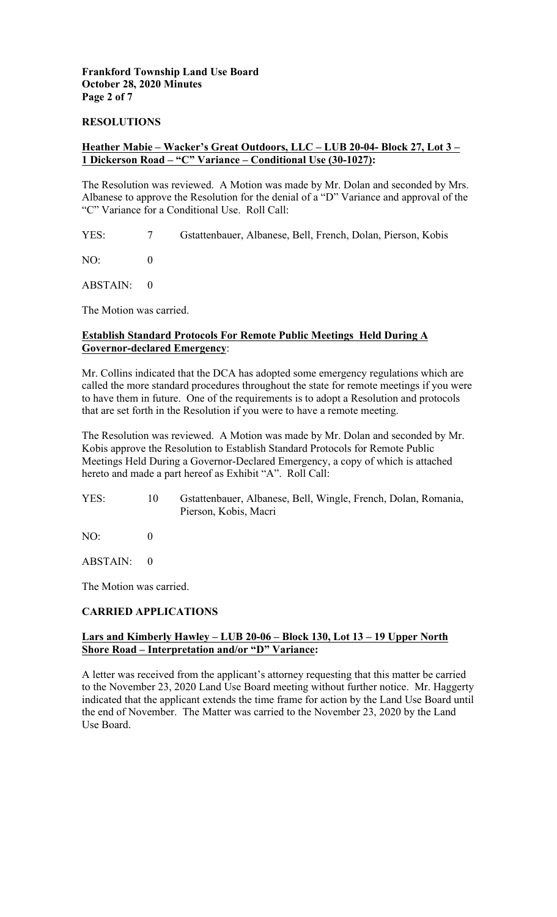## RESOLUTIONS

**Heather Mabie – Wacker's Great Outdoors, LLC – LUB 20-04- Block 27, Lot 3 – 1 Dickerson Road – "C" Variance – Conditional Use (30-1027):**

The Resolution was reviewed. A Motion was made by Mr. Dolan and seconded by Mrs. Albanese to approve the Resolution for the denial of a "D" Variance and approval of the "C" Variance for a Conditional Use. Roll Call:

| | | |
|---|---|---|
| YES: | 7 | Gstattenbauer, Albanese, Bell, French, Dolan, Pierson, Kobis |
| NO: | 0 | |
| ABSTAIN: | 0 | |

The Motion was carried.

**Establish Standard Protocols For Remote Public Meetings Held During A Governor-declared Emergency**:

Mr. Collins indicated that the DCA has adopted some emergency regulations which are called the more standard procedures throughout the state for remote meetings if you were to have them in future. One of the requirements is to adopt a Resolution and protocols that are set forth in the Resolution if you were to have a remote meeting.

The Resolution was reviewed. A Motion was made by Mr. Dolan and seconded by Mr. Kobis approve the Resolution to Establish Standard Protocols for Remote Public Meetings Held During a Governor-Declared Emergency, a copy of which is attached hereto and made a part hereof as Exhibit "A". Roll Call:

| | | |
|---|---|---|
| YES: | 10 | Gstattenbauer, Albanese, Bell, Wingle, French, Dolan, Romania, Pierson, Kobis, Macri |
| NO: | 0 | |
| ABSTAIN: | 0 | |

The Motion was carried.

## CARRIED APPLICATIONS

**Lars and Kimberly Hawley – LUB 20-06 – Block 130, Lot 13 – 19 Upper North Shore Road – Interpretation and/or "D" Variance:**

A letter was received from the applicant's attorney requesting that this matter be carried to the November 23, 2020 Land Use Board meeting without further notice. Mr. Haggerty indicated that the applicant extends the time frame for action by the Land Use Board until the end of November. The Matter was carried to the November 23, 2020 by the Land Use Board.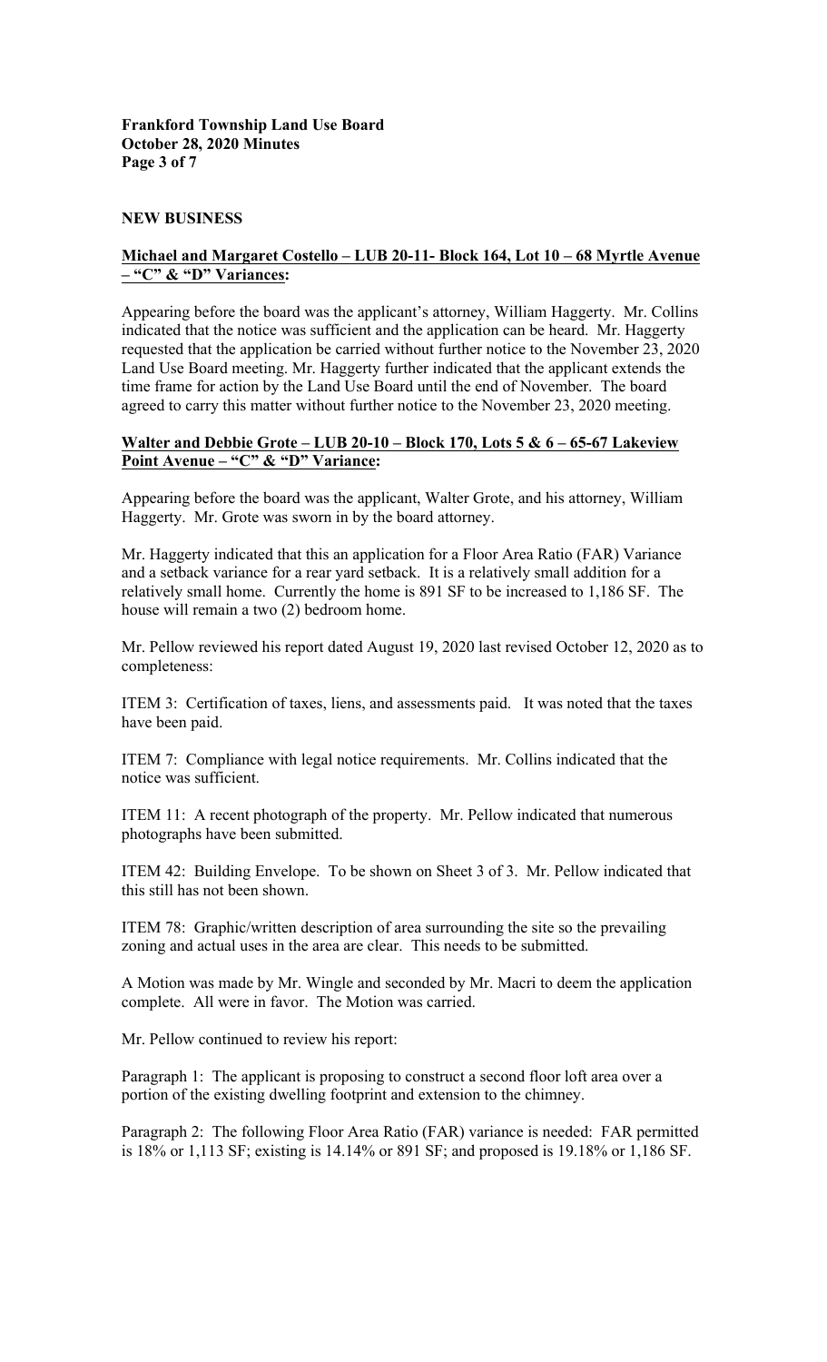## NEW BUSINESS

**Michael and Margaret Costello – LUB 20-11- Block 164, Lot 10 – 68 Myrtle Avenue – "C" & "D" Variances:**

Appearing before the board was the applicant's attorney, William Haggerty. Mr. Collins indicated that the notice was sufficient and the application can be heard. Mr. Haggerty requested that the application be carried without further notice to the November 23, 2020 Land Use Board meeting. Mr. Haggerty further indicated that the applicant extends the time frame for action by the Land Use Board until the end of November. The board agreed to carry this matter without further notice to the November 23, 2020 meeting.

**Walter and Debbie Grote – LUB 20-10 – Block 170, Lots 5 & 6 – 65-67 Lakeview Point Avenue – "C" & "D" Variance:**

Appearing before the board was the applicant, Walter Grote, and his attorney, William Haggerty. Mr. Grote was sworn in by the board attorney.

Mr. Haggerty indicated that this an application for a Floor Area Ratio (FAR) Variance and a setback variance for a rear yard setback. It is a relatively small addition for a relatively small home. Currently the home is 891 SF to be increased to 1,186 SF. The house will remain a two (2) bedroom home.

Mr. Pellow reviewed his report dated August 19, 2020 last revised October 12, 2020 as to completeness:

ITEM 3: Certification of taxes, liens, and assessments paid. It was noted that the taxes have been paid.

ITEM 7: Compliance with legal notice requirements. Mr. Collins indicated that the notice was sufficient.

ITEM 11: A recent photograph of the property. Mr. Pellow indicated that numerous photographs have been submitted.

ITEM 42: Building Envelope. To be shown on Sheet 3 of 3. Mr. Pellow indicated that this still has not been shown.

ITEM 78: Graphic/written description of area surrounding the site so the prevailing zoning and actual uses in the area are clear. This needs to be submitted.

A Motion was made by Mr. Wingle and seconded by Mr. Macri to deem the application complete. All were in favor. The Motion was carried.

Mr. Pellow continued to review his report:

Paragraph 1: The applicant is proposing to construct a second floor loft area over a portion of the existing dwelling footprint and extension to the chimney.

Paragraph 2: The following Floor Area Ratio (FAR) variance is needed: FAR permitted is 18% or 1,113 SF; existing is 14.14% or 891 SF; and proposed is 19.18% or 1,186 SF.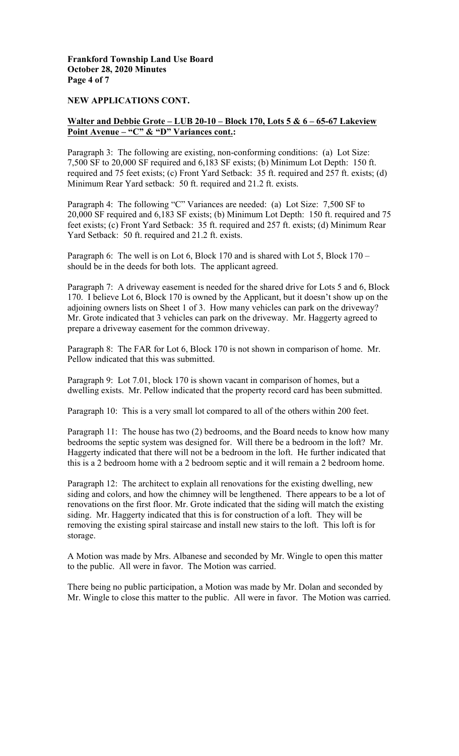**NEW APPLICATIONS CONT.**

**Walter and Debbie Grote – LUB 20-10 – Block 170, Lots 5 & 6 – 65-67 Lakeview Point Avenue – "C" & "D" Variances cont.:**

Paragraph 3: The following are existing, non-conforming conditions: (a) Lot Size: 7,500 SF to 20,000 SF required and 6,183 SF exists; (b) Minimum Lot Depth: 150 ft. required and 75 feet exists; (c) Front Yard Setback: 35 ft. required and 257 ft. exists; (d) Minimum Rear Yard setback: 50 ft. required and 21.2 ft. exists.

Paragraph 4: The following "C" Variances are needed: (a) Lot Size: 7,500 SF to 20,000 SF required and 6,183 SF exists; (b) Minimum Lot Depth: 150 ft. required and 75 feet exists; (c) Front Yard Setback: 35 ft. required and 257 ft. exists; (d) Minimum Rear Yard Setback: 50 ft. required and 21.2 ft. exists.

Paragraph 6: The well is on Lot 6, Block 170 and is shared with Lot 5, Block 170 – should be in the deeds for both lots. The applicant agreed.

Paragraph 7: A driveway easement is needed for the shared drive for Lots 5 and 6, Block 170. I believe Lot 6, Block 170 is owned by the Applicant, but it doesn't show up on the adjoining owners lists on Sheet 1 of 3. How many vehicles can park on the driveway? Mr. Grote indicated that 3 vehicles can park on the driveway. Mr. Haggerty agreed to prepare a driveway easement for the common driveway.

Paragraph 8: The FAR for Lot 6, Block 170 is not shown in comparison of home. Mr. Pellow indicated that this was submitted.

Paragraph 9: Lot 7.01, block 170 is shown vacant in comparison of homes, but a dwelling exists. Mr. Pellow indicated that the property record card has been submitted.

Paragraph 10: This is a very small lot compared to all of the others within 200 feet.

Paragraph 11: The house has two (2) bedrooms, and the Board needs to know how many bedrooms the septic system was designed for. Will there be a bedroom in the loft? Mr. Haggerty indicated that there will not be a bedroom in the loft. He further indicated that this is a 2 bedroom home with a 2 bedroom septic and it will remain a 2 bedroom home.

Paragraph 12: The architect to explain all renovations for the existing dwelling, new siding and colors, and how the chimney will be lengthened. There appears to be a lot of renovations on the first floor. Mr. Grote indicated that the siding will match the existing siding. Mr. Haggerty indicated that this is for construction of a loft. They will be removing the existing spiral staircase and install new stairs to the loft. This loft is for storage.

A Motion was made by Mrs. Albanese and seconded by Mr. Wingle to open this matter to the public. All were in favor. The Motion was carried.

There being no public participation, a Motion was made by Mr. Dolan and seconded by Mr. Wingle to close this matter to the public. All were in favor. The Motion was carried.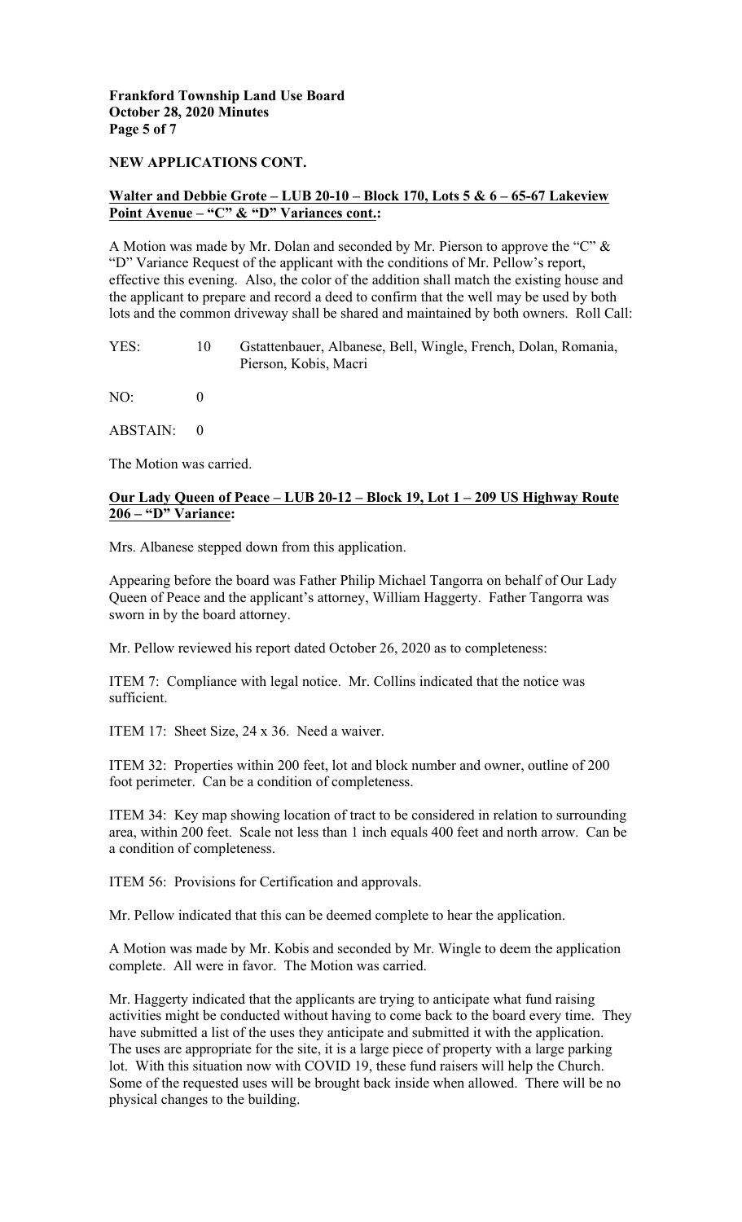**NEW APPLICATIONS CONT.**

**Walter and Debbie Grote – LUB 20-10 – Block 170, Lots 5 & 6 – 65-67 Lakeview Point Avenue – "C" & "D" Variances cont.:**

A Motion was made by Mr. Dolan and seconded by Mr. Pierson to approve the "C" & "D" Variance Request of the applicant with the conditions of Mr. Pellow's report, effective this evening. Also, the color of the addition shall match the existing house and the applicant to prepare and record a deed to confirm that the well may be used by both lots and the common driveway shall be shared and maintained by both owners. Roll Call:

YES: 10 Gstattenbauer, Albanese, Bell, Wingle, French, Dolan, Romania, Pierson, Kobis, Macri

NO: 0

ABSTAIN: 0

The Motion was carried.

**Our Lady Queen of Peace – LUB 20-12 – Block 19, Lot 1 – 209 US Highway Route 206 – "D" Variance:**

Mrs. Albanese stepped down from this application.

Appearing before the board was Father Philip Michael Tangorra on behalf of Our Lady Queen of Peace and the applicant's attorney, William Haggerty. Father Tangorra was sworn in by the board attorney.

Mr. Pellow reviewed his report dated October 26, 2020 as to completeness:

ITEM 7: Compliance with legal notice. Mr. Collins indicated that the notice was sufficient.

ITEM 17: Sheet Size, 24 x 36. Need a waiver.

ITEM 32: Properties within 200 feet, lot and block number and owner, outline of 200 foot perimeter. Can be a condition of completeness.

ITEM 34: Key map showing location of tract to be considered in relation to surrounding area, within 200 feet. Scale not less than 1 inch equals 400 feet and north arrow. Can be a condition of completeness.

ITEM 56: Provisions for Certification and approvals.

Mr. Pellow indicated that this can be deemed complete to hear the application.

A Motion was made by Mr. Kobis and seconded by Mr. Wingle to deem the application complete. All were in favor. The Motion was carried.

Mr. Haggerty indicated that the applicants are trying to anticipate what fund raising activities might be conducted without having to come back to the board every time. They have submitted a list of the uses they anticipate and submitted it with the application. The uses are appropriate for the site, it is a large piece of property with a large parking lot. With this situation now with COVID 19, these fund raisers will help the Church. Some of the requested uses will be brought back inside when allowed. There will be no physical changes to the building.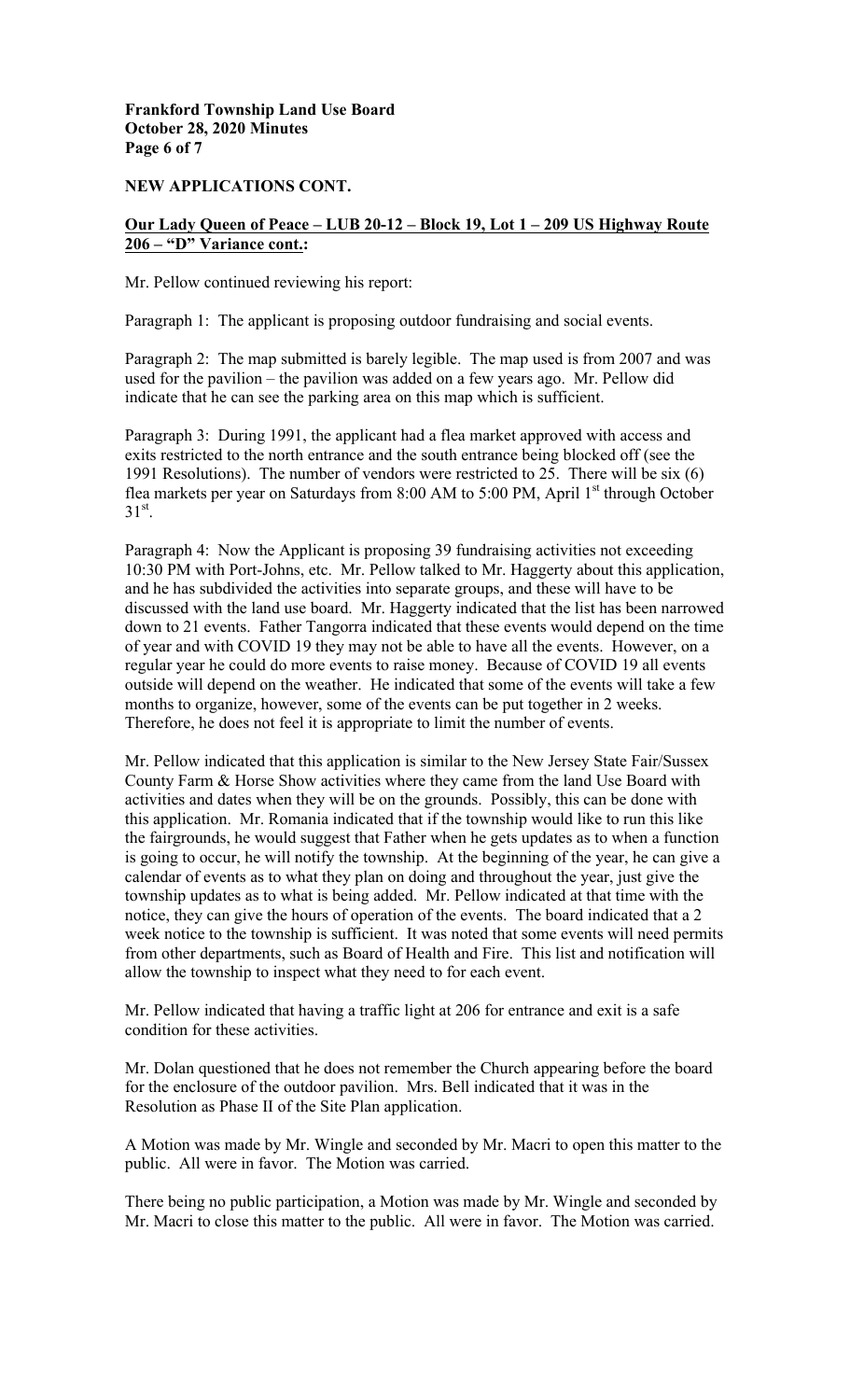**NEW APPLICATIONS CONT.**

**Our Lady Queen of Peace – LUB 20-12 – Block 19, Lot 1 – 209 US Highway Route 206 – "D" Variance cont.:**

Mr. Pellow continued reviewing his report:

Paragraph 1: The applicant is proposing outdoor fundraising and social events.

Paragraph 2: The map submitted is barely legible. The map used is from 2007 and was used for the pavilion – the pavilion was added on a few years ago. Mr. Pellow did indicate that he can see the parking area on this map which is sufficient.

Paragraph 3: During 1991, the applicant had a flea market approved with access and exits restricted to the north entrance and the south entrance being blocked off (see the 1991 Resolutions). The number of vendors were restricted to 25. There will be six (6) flea markets per year on Saturdays from 8:00 AM to 5:00 PM, April 1st through October 31st.

Paragraph 4: Now the Applicant is proposing 39 fundraising activities not exceeding 10:30 PM with Port-Johns, etc. Mr. Pellow talked to Mr. Haggerty about this application, and he has subdivided the activities into separate groups, and these will have to be discussed with the land use board. Mr. Haggerty indicated that the list has been narrowed down to 21 events. Father Tangorra indicated that these events would depend on the time of year and with COVID 19 they may not be able to have all the events. However, on a regular year he could do more events to raise money. Because of COVID 19 all events outside will depend on the weather. He indicated that some of the events will take a few months to organize, however, some of the events can be put together in 2 weeks. Therefore, he does not feel it is appropriate to limit the number of events.

Mr. Pellow indicated that this application is similar to the New Jersey State Fair/Sussex County Farm & Horse Show activities where they came from the land Use Board with activities and dates when they will be on the grounds. Possibly, this can be done with this application. Mr. Romania indicated that if the township would like to run this like the fairgrounds, he would suggest that Father when he gets updates as to when a function is going to occur, he will notify the township. At the beginning of the year, he can give a calendar of events as to what they plan on doing and throughout the year, just give the township updates as to what is being added. Mr. Pellow indicated at that time with the notice, they can give the hours of operation of the events. The board indicated that a 2 week notice to the township is sufficient. It was noted that some events will need permits from other departments, such as Board of Health and Fire. This list and notification will allow the township to inspect what they need to for each event.

Mr. Pellow indicated that having a traffic light at 206 for entrance and exit is a safe condition for these activities.

Mr. Dolan questioned that he does not remember the Church appearing before the board for the enclosure of the outdoor pavilion. Mrs. Bell indicated that it was in the Resolution as Phase II of the Site Plan application.

A Motion was made by Mr. Wingle and seconded by Mr. Macri to open this matter to the public. All were in favor. The Motion was carried.

There being no public participation, a Motion was made by Mr. Wingle and seconded by Mr. Macri to close this matter to the public. All were in favor. The Motion was carried.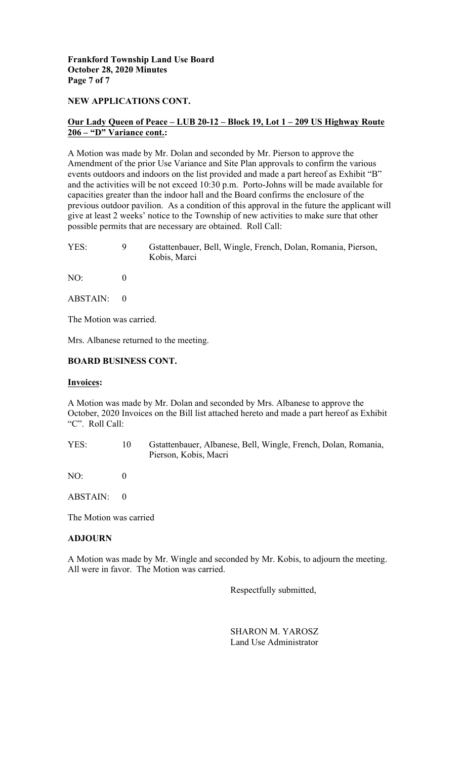**NEW APPLICATIONS CONT.**

**Our Lady Queen of Peace – LUB 20-12 – Block 19, Lot 1 – 209 US Highway Route 206 – "D" Variance cont.:**

A Motion was made by Mr. Dolan and seconded by Mr. Pierson to approve the Amendment of the prior Use Variance and Site Plan approvals to confirm the various events outdoors and indoors on the list provided and made a part hereof as Exhibit "B" and the activities will be not exceed 10:30 p.m. Porto-Johns will be made available for capacities greater than the indoor hall and the Board confirms the enclosure of the previous outdoor pavilion. As a condition of this approval in the future the applicant will give at least 2 weeks' notice to the Township of new activities to make sure that other possible permits that are necessary are obtained. Roll Call:

| | | |
|---|---|---|
| YES: | 9 | Gstattenbauer, Bell, Wingle, French, Dolan, Romania, Pierson, Kobis, Marci |
| NO: | 0 | |
| ABSTAIN: | 0 | |

The Motion was carried.

Mrs. Albanese returned to the meeting.

**BOARD BUSINESS CONT.**

**Invoices:**

A Motion was made by Mr. Dolan and seconded by Mrs. Albanese to approve the October, 2020 Invoices on the Bill list attached hereto and made a part hereof as Exhibit "C". Roll Call:

| | | |
|---|---|---|
| YES: | 10 | Gstattenbauer, Albanese, Bell, Wingle, French, Dolan, Romania, Pierson, Kobis, Macri |
| NO: | 0 | |
| ABSTAIN: | 0 | |

The Motion was carried

**ADJOURN**

A Motion was made by Mr. Wingle and seconded by Mr. Kobis, to adjourn the meeting. All were in favor. The Motion was carried.

Respectfully submitted,

SHARON M. YAROSZ
Land Use Administrator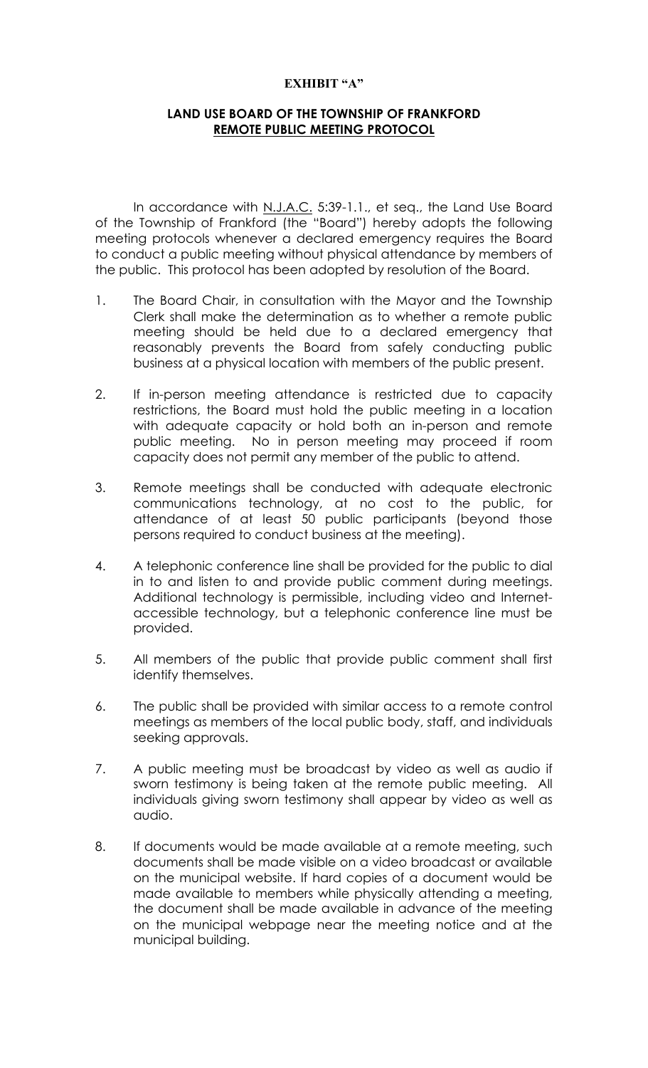**EXHIBIT "A"**

**LAND USE BOARD OF THE TOWNSHIP OF FRANKFORD**
**REMOTE PUBLIC MEETING PROTOCOL**

In accordance with N.J.A.C. 5:39-1.1., et seq., the Land Use Board of the Township of Frankford (the "Board") hereby adopts the following meeting protocols whenever a declared emergency requires the Board to conduct a public meeting without physical attendance by members of the public. This protocol has been adopted by resolution of the Board.

1. The Board Chair, in consultation with the Mayor and the Township Clerk shall make the determination as to whether a remote public meeting should be held due to a declared emergency that reasonably prevents the Board from safely conducting public business at a physical location with members of the public present.

2. If in-person meeting attendance is restricted due to capacity restrictions, the Board must hold the public meeting in a location with adequate capacity or hold both an in-person and remote public meeting. No in person meeting may proceed if room capacity does not permit any member of the public to attend.

3. Remote meetings shall be conducted with adequate electronic communications technology, at no cost to the public, for attendance of at least 50 public participants (beyond those persons required to conduct business at the meeting).

4. A telephonic conference line shall be provided for the public to dial in to and listen to and provide public comment during meetings. Additional technology is permissible, including video and Internet-accessible technology, but a telephonic conference line must be provided.

5. All members of the public that provide public comment shall first identify themselves.

6. The public shall be provided with similar access to a remote control meetings as members of the local public body, staff, and individuals seeking approvals.

7. A public meeting must be broadcast by video as well as audio if sworn testimony is being taken at the remote public meeting. All individuals giving sworn testimony shall appear by video as well as audio.

8. If documents would be made available at a remote meeting, such documents shall be made visible on a video broadcast or available on the municipal website. If hard copies of a document would be made available to members while physically attending a meeting, the document shall be made available in advance of the meeting on the municipal webpage near the meeting notice and at the municipal building.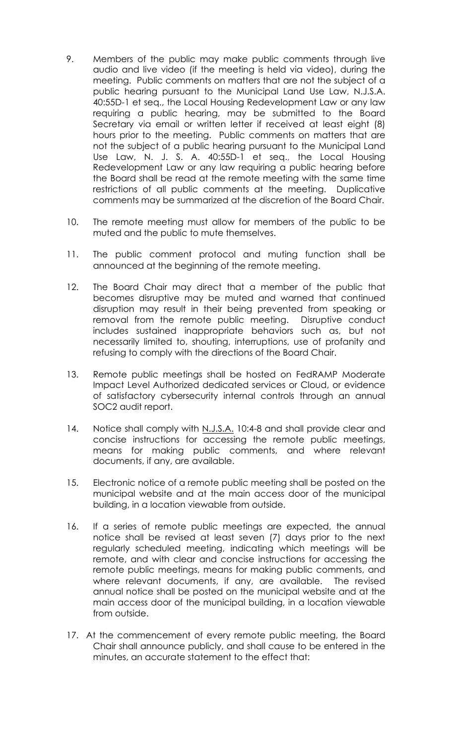9. Members of the public may make public comments through live audio and live video (if the meeting is held via video), during the meeting. Public comments on matters that are not the subject of a public hearing pursuant to the Municipal Land Use Law, N.J.S.A. 40:55D-1 et seq., the Local Housing Redevelopment Law or any law requiring a public hearing, may be submitted to the Board Secretary via email or written letter if received at least eight (8) hours prior to the meeting. Public comments on matters that are not the subject of a public hearing pursuant to the Municipal Land Use Law, N. J. S. A. 40:55D-1 et seq., the Local Housing Redevelopment Law or any law requiring a public hearing before the Board shall be read at the remote meeting with the same time restrictions of all public comments at the meeting. Duplicative comments may be summarized at the discretion of the Board Chair.

10. The remote meeting must allow for members of the public to be muted and the public to mute themselves.

11. The public comment protocol and muting function shall be announced at the beginning of the remote meeting.

12. The Board Chair may direct that a member of the public that becomes disruptive may be muted and warned that continued disruption may result in their being prevented from speaking or removal from the remote public meeting. Disruptive conduct includes sustained inappropriate behaviors such as, but not necessarily limited to, shouting, interruptions, use of profanity and refusing to comply with the directions of the Board Chair.

13. Remote public meetings shall be hosted on FedRAMP Moderate Impact Level Authorized dedicated services or Cloud, or evidence of satisfactory cybersecurity internal controls through an annual SOC2 audit report.

14. Notice shall comply with N.J.S.A. 10:4-8 and shall provide clear and concise instructions for accessing the remote public meetings, means for making public comments, and where relevant documents, if any, are available.

15. Electronic notice of a remote public meeting shall be posted on the municipal website and at the main access door of the municipal building, in a location viewable from outside.

16. If a series of remote public meetings are expected, the annual notice shall be revised at least seven (7) days prior to the next regularly scheduled meeting, indicating which meetings will be remote, and with clear and concise instructions for accessing the remote public meetings, means for making public comments, and where relevant documents, if any, are available. The revised annual notice shall be posted on the municipal website and at the main access door of the municipal building, in a location viewable from outside.

17. At the commencement of every remote public meeting, the Board Chair shall announce publicly, and shall cause to be entered in the minutes, an accurate statement to the effect that: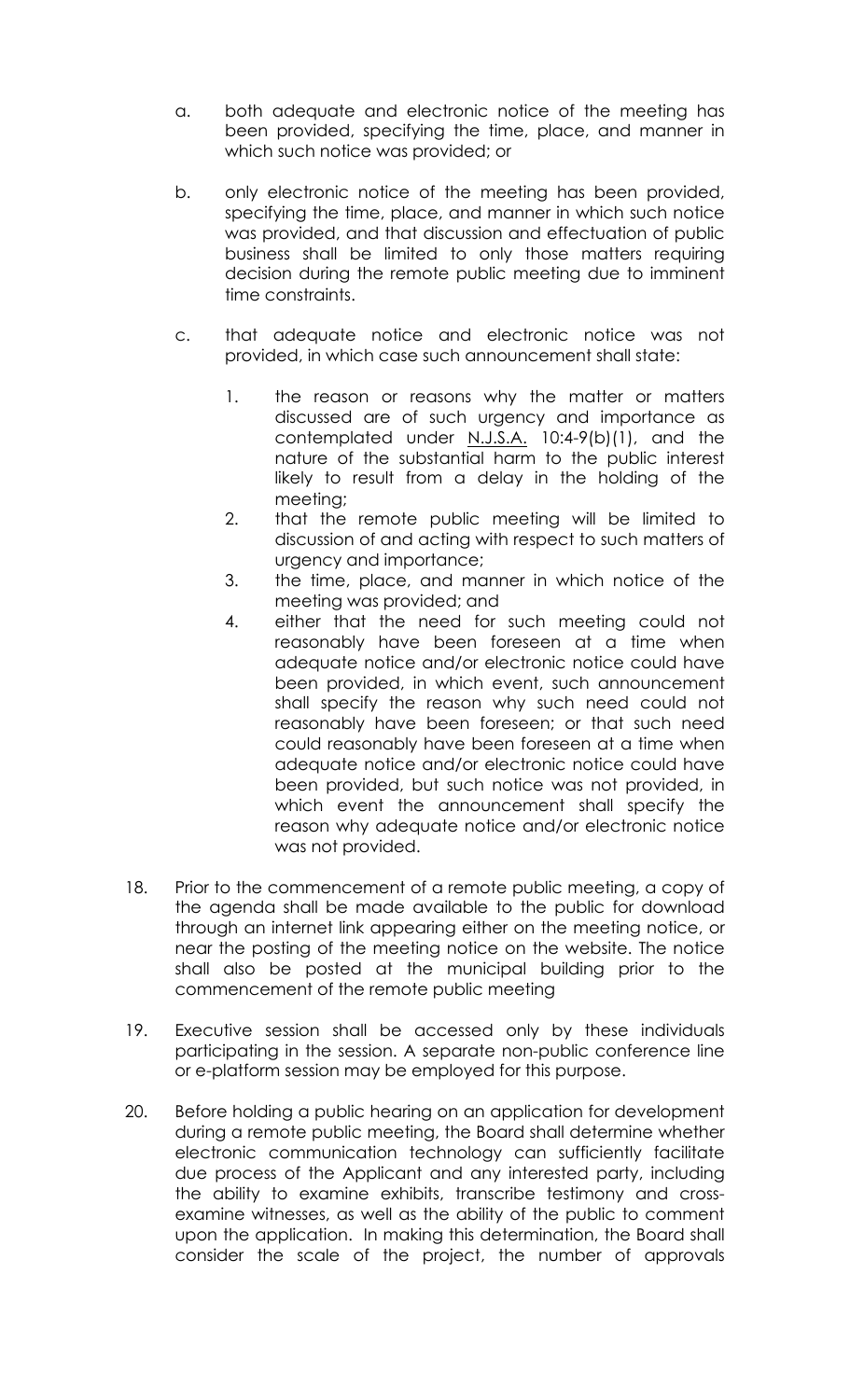a. both adequate and electronic notice of the meeting has been provided, specifying the time, place, and manner in which such notice was provided; or

b. only electronic notice of the meeting has been provided, specifying the time, place, and manner in which such notice was provided, and that discussion and effectuation of public business shall be limited to only those matters requiring decision during the remote public meeting due to imminent time constraints.

c. that adequate notice and electronic notice was not provided, in which case such announcement shall state:

   1. the reason or reasons why the matter or matters discussed are of such urgency and importance as contemplated under N.J.S.A. 10:4-9(b)(1), and the nature of the substantial harm to the public interest likely to result from a delay in the holding of the meeting;
   2. that the remote public meeting will be limited to discussion of and acting with respect to such matters of urgency and importance;
   3. the time, place, and manner in which notice of the meeting was provided; and
   4. either that the need for such meeting could not reasonably have been foreseen at a time when adequate notice and/or electronic notice could have been provided, in which event, such announcement shall specify the reason why such need could not reasonably have been foreseen; or that such need could reasonably have been foreseen at a time when adequate notice and/or electronic notice could have been provided, but such notice was not provided, in which event the announcement shall specify the reason why adequate notice and/or electronic notice was not provided.

18. Prior to the commencement of a remote public meeting, a copy of the agenda shall be made available to the public for download through an internet link appearing either on the meeting notice, or near the posting of the meeting notice on the website. The notice shall also be posted at the municipal building prior to the commencement of the remote public meeting

19. Executive session shall be accessed only by these individuals participating in the session. A separate non-public conference line or e-platform session may be employed for this purpose.

20. Before holding a public hearing on an application for development during a remote public meeting, the Board shall determine whether electronic communication technology can sufficiently facilitate due process of the Applicant and any interested party, including the ability to examine exhibits, transcribe testimony and cross-examine witnesses, as well as the ability of the public to comment upon the application. In making this determination, the Board shall consider the scale of the project, the number of approvals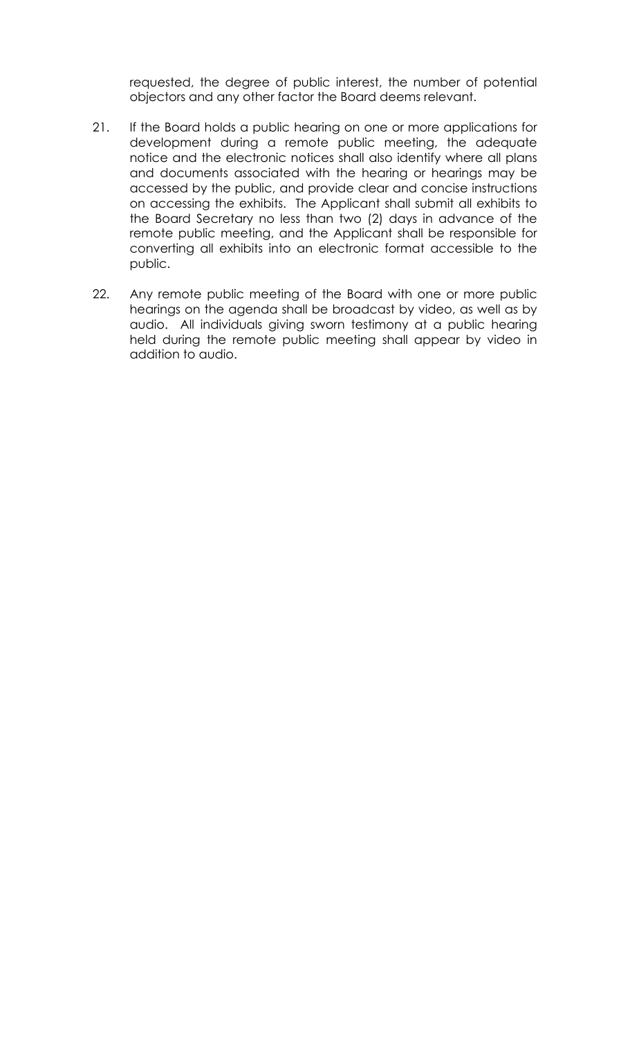requested, the degree of public interest, the number of potential objectors and any other factor the Board deems relevant.

21. If the Board holds a public hearing on one or more applications for development during a remote public meeting, the adequate notice and the electronic notices shall also identify where all plans and documents associated with the hearing or hearings may be accessed by the public, and provide clear and concise instructions on accessing the exhibits. The Applicant shall submit all exhibits to the Board Secretary no less than two (2) days in advance of the remote public meeting, and the Applicant shall be responsible for converting all exhibits into an electronic format accessible to the public.

22. Any remote public meeting of the Board with one or more public hearings on the agenda shall be broadcast by video, as well as by audio. All individuals giving sworn testimony at a public hearing held during the remote public meeting shall appear by video in addition to audio.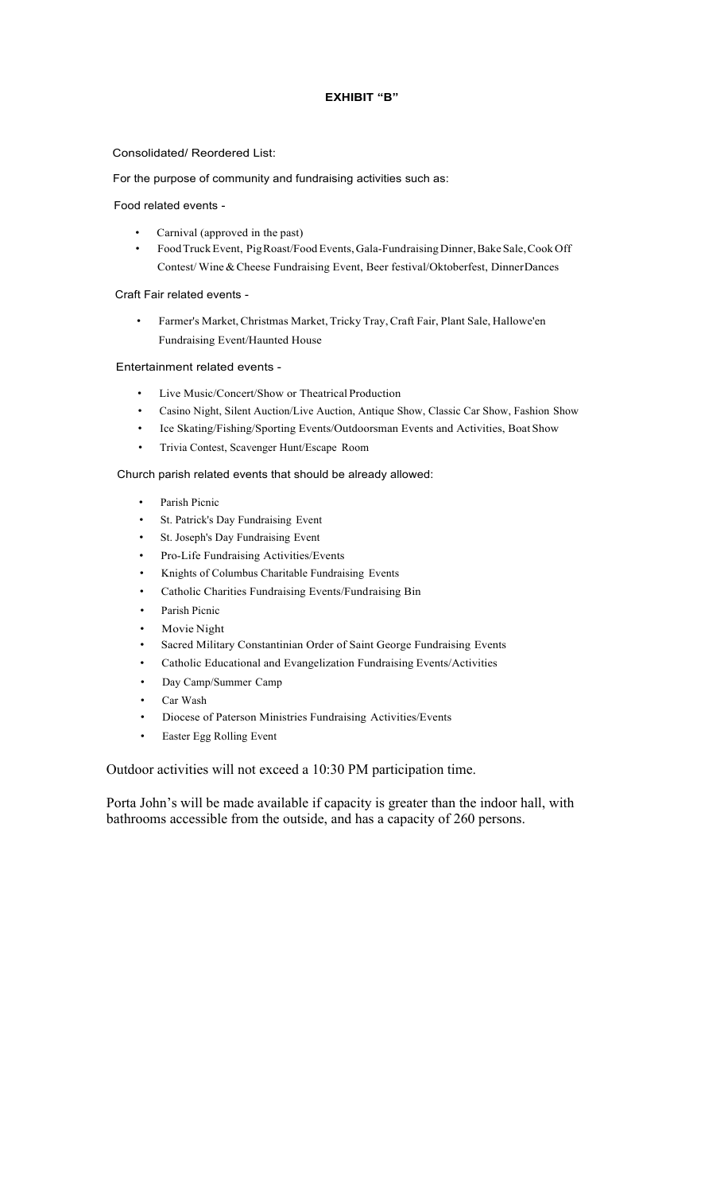**EXHIBIT "B"**

Consolidated/ Reordered List:

For the purpose of community and fundraising activities such as:

Food related events -

- Carnival (approved in the past)
- Food Truck Event, Pig Roast/Food Events, Gala-Fundraising Dinner, Bake Sale, Cook Off Contest/ Wine & Cheese Fundraising Event, Beer festival/Oktoberfest, Dinner Dances

Craft Fair related events -

- Farmer's Market, Christmas Market, Tricky Tray, Craft Fair, Plant Sale, Hallowe'en Fundraising Event/Haunted House

Entertainment related events -

- Live Music/Concert/Show or Theatrical Production
- Casino Night, Silent Auction/Live Auction, Antique Show, Classic Car Show, Fashion Show
- Ice Skating/Fishing/Sporting Events/Outdoorsman Events and Activities, Boat Show
- Trivia Contest, Scavenger Hunt/Escape Room

Church parish related events that should be already allowed:

- Parish Picnic
- St. Patrick's Day Fundraising Event
- St. Joseph's Day Fundraising Event
- Pro-Life Fundraising Activities/Events
- Knights of Columbus Charitable Fundraising Events
- Catholic Charities Fundraising Events/Fundraising Bin
- Parish Picnic
- Movie Night
- Sacred Military Constantinian Order of Saint George Fundraising Events
- Catholic Educational and Evangelization Fundraising Events/Activities
- Day Camp/Summer Camp
- Car Wash
- Diocese of Paterson Ministries Fundraising Activities/Events
- Easter Egg Rolling Event

Outdoor activities will not exceed a 10:30 PM participation time.

Porta John's will be made available if capacity is greater than the indoor hall, with bathrooms accessible from the outside, and has a capacity of 260 persons.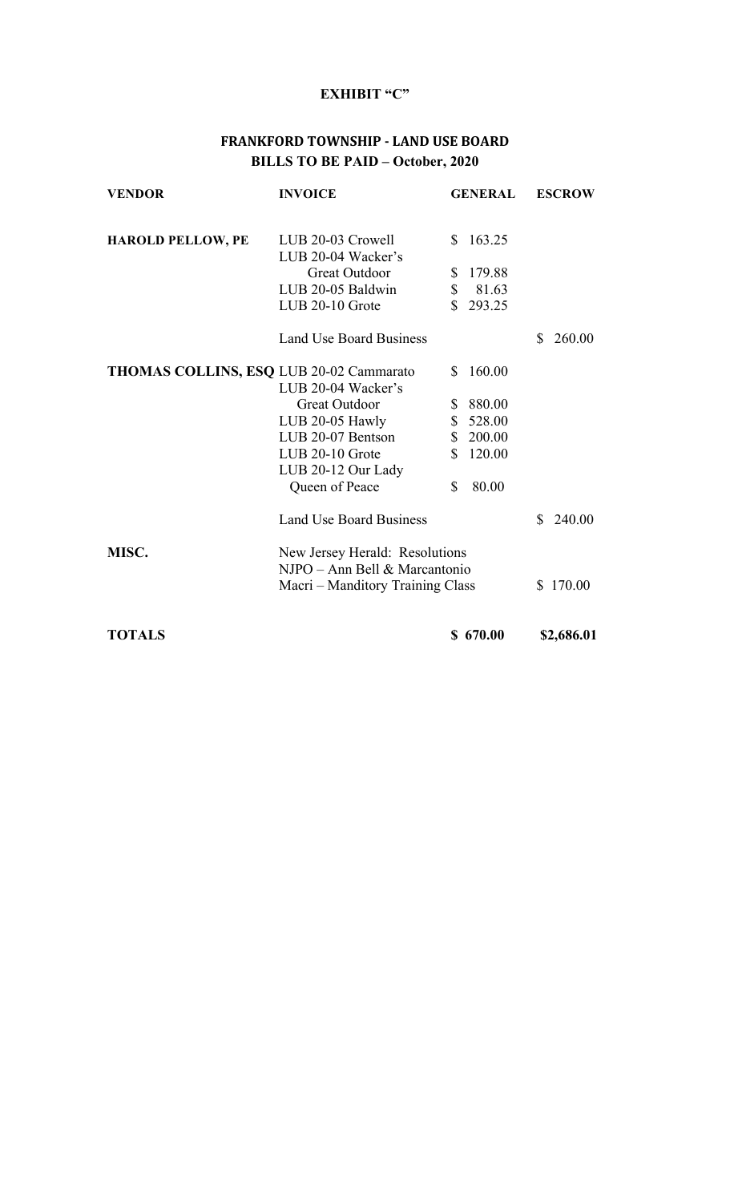**EXHIBIT "C"**

## FRANKFORD TOWNSHIP - LAND USE BOARD
## BILLS TO BE PAID – October, 2020

| VENDOR | INVOICE | GENERAL | ESCROW |
|---|---|---|---|
| **HAROLD PELLOW, PE** | LUB 20-03 Crowell | $ 163.25 | |
| | LUB 20-04 Wacker's Great Outdoor | $ 179.88 | |
| | LUB 20-05 Baldwin | $ 81.63 | |
| | LUB 20-10 Grote | $ 293.25 | |
| | Land Use Board Business | | $ 260.00 |
| **THOMAS COLLINS, ESQ** | LUB 20-02 Cammarato | $ 160.00 | |
| | LUB 20-04 Wacker's Great Outdoor | $ 880.00 | |
| | LUB 20-05 Hawly | $ 528.00 | |
| | LUB 20-07 Bentson | $ 200.00 | |
| | LUB 20-10 Grote | $ 120.00 | |
| | LUB 20-12 Our Lady Queen of Peace | $ 80.00 | |
| | Land Use Board Business | | $ 240.00 |
| **MISC.** | New Jersey Herald: Resolutions<br>NJPO – Ann Bell & Marcantonio<br>Macri – Manditory Training Class | | $ 170.00 |
| **TOTALS** | | **$ 670.00** | **$2,686.01** |